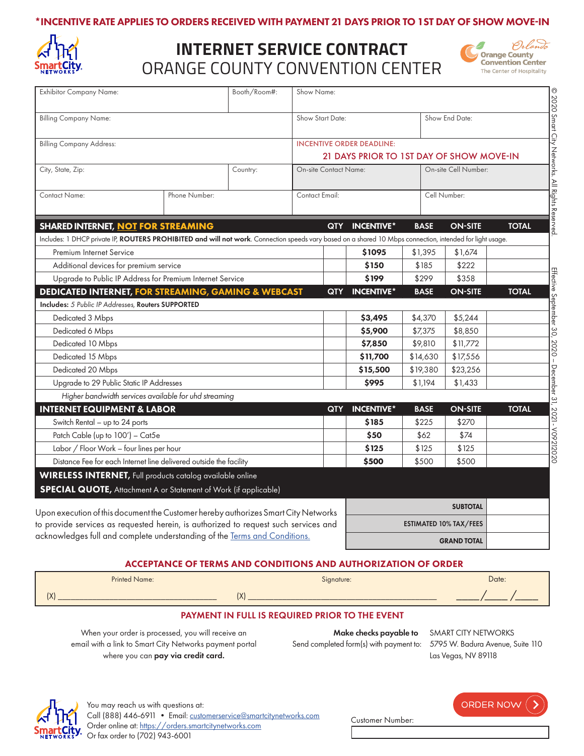***INCENTIVE RATE APPLIES TO ORDERS RECEIVED WITH PAYMENT 21 DAYS PRIOR TO 1ST DAY OF SHOW MOVE-IN**

# INTERNET SERVICE CONTRACT
## ORANGE COUNTY CONVENTION CENTER

| Exhibitor Company Name: | Booth/Room#: | Show Name: | |
|---|---|---|---|
| Billing Company Name: | | Show Start Date: | Show End Date: |
| Billing Company Address: | | INCENTIVE ORDER DEADLINE: 21 DAYS PRIOR TO 1ST DAY OF SHOW MOVE-IN | |
| City, State, Zip: | Country: | On-site Contact Name: | On-site Cell Number: |
| Contact Name: | Phone Number: | Contact Email: | Cell Number: |

| SHARED INTERNET, NOT FOR STREAMING | QTY | INCENTIVE* | BASE | ON-SITE | TOTAL |
|---|---|---|---|---|---|
| Includes: 1 DHCP private IP, **ROUTERS PROHIBITED and will not work**. Connection speeds vary based on a shared 10 Mbps connection, intended for light usage. | | | | | |
| Premium Internet Service | | **$1095** | $1,395 | $1,674 | |
| Additional devices for premium service | | **$150** | $185 | $222 | |
| Upgrade to Public IP Address for Premium Internet Service | | **$199** | $299 | $358 | |
| **DEDICATED INTERNET, FOR STREAMING, GAMING & WEBCAST** | **QTY** | **INCENTIVE*** | **BASE** | **ON-SITE** | **TOTAL** |
| **Includes:** *5 Public IP Addresses*, **Routers SUPPORTED** | | | | | |
| Dedicated 3 Mbps | | **$3,495** | $4,370 | $5,244 | |
| Dedicated 6 Mbps | | **$5,900** | $7,375 | $8,850 | |
| Dedicated 10 Mbps | | **$7,850** | $9,810 | $11,772 | |
| Dedicated 15 Mbps | | **$11,700** | $14,630 | $17,556 | |
| Dedicated 20 Mbps | | **$15,500** | $19,380 | $23,256 | |
| Upgrade to 29 Public Static IP Addresses | | **$995** | $1,194 | $1,433 | |
| *Higher bandwidth services available for uhd streaming* | | | | | |
| **INTERNET EQUIPMENT & LABOR** | **QTY** | **INCENTIVE*** | **BASE** | **ON-SITE** | **TOTAL** |
| Switch Rental – up to 24 ports | | **$185** | $225 | $270 | |
| Patch Cable (up to 100') – Cat5e | | **$50** | $62 | $74 | |
| Labor / Floor Work – four lines per hour | | **$125** | $125 | $125 | |
| Distance Fee for each Internet line delivered outside the facility | | **$500** | $500 | $500 | |

**WIRELESS INTERNET,** Full products catalog available online

**SPECIAL QUOTE,** Attachment A or Statement of Work (if applicable)

Upon execution of this document the Customer hereby authorizes Smart City Networks to provide services as requested herein, is authorized to request such services and acknowledges full and complete understanding of the Terms and Conditions.

| | |
|---|---|
| **SUBTOTAL** | |
| **ESTIMATED 10% TAX/FEES** | |
| **GRAND TOTAL** | |

## ACCEPTANCE OF TERMS AND CONDITIONS AND AUTHORIZATION OF ORDER

| Printed Name: | Signature: | Date: |
|---|---|---|
| (X) ____________________ | (X) ____________________ | ____/____/____ |

**PAYMENT IN FULL IS REQUIRED PRIOR TO THE EVENT**

When your order is processed, you will receive an email with a link to Smart City Networks payment portal where you can **pay via credit card.**

**Make checks payable to** SMART CITY NETWORKS
Send completed form(s) with payment to: 5795 W. Badura Avenue, Suite 110
Las Vegas, NV 89118

You may reach us with questions at:
Call (888) 446-6911 • Email: customerservice@smartcitynetworks.com
Order online at: https://orders.smartcitynetworks.com
Or fax order to (702) 943-6001

ORDER NOW

Customer Number:

© 2020 Smart City Networks. All Rights Reserved.

Effective September 30, 2020 – December 31, 2021 - V0921020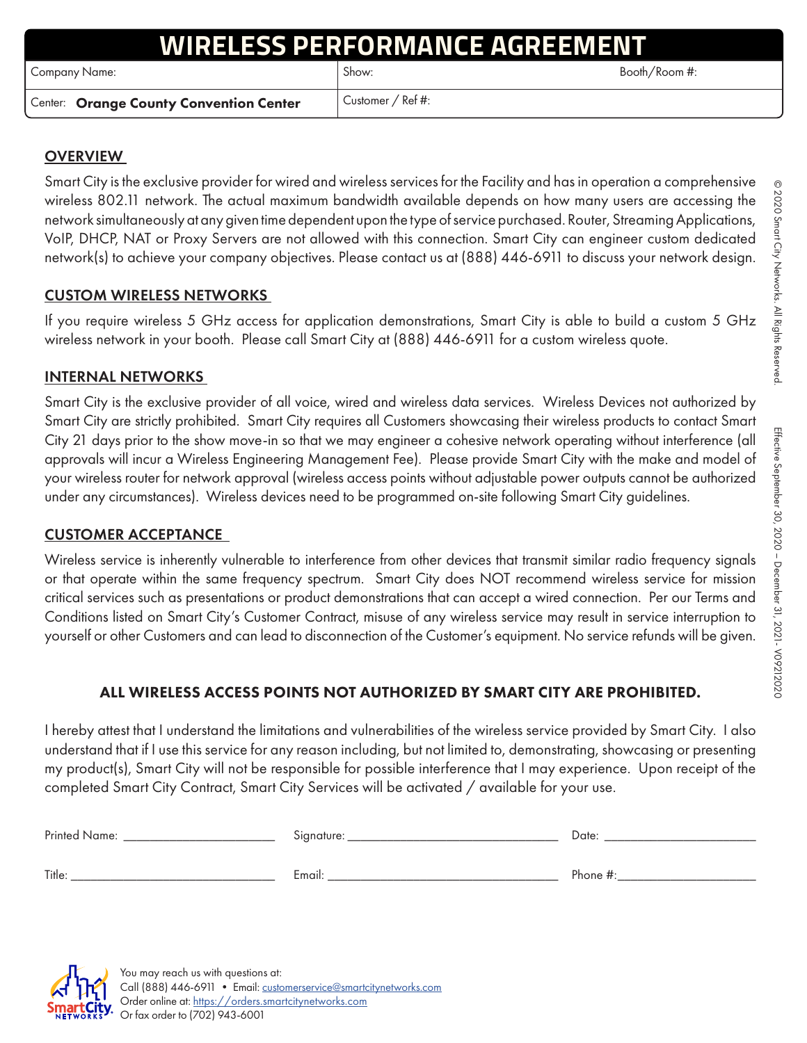# WIRELESS PERFORMANCE AGREEMENT

| Company Name: | Show: | Booth/Room #: |
|---|---|---|
| Center: **Orange County Convention Center** | Customer / Ref #: | |

## OVERVIEW

Smart City is the exclusive provider for wired and wireless services for the Facility and has in operation a comprehensive wireless 802.11 network. The actual maximum bandwidth available depends on how many users are accessing the network simultaneously at any given time dependent upon the type of service purchased. Router, Streaming Applications, VoIP, DHCP, NAT or Proxy Servers are not allowed with this connection. Smart City can engineer custom dedicated network(s) to achieve your company objectives. Please contact us at (888) 446-6911 to discuss your network design.

## CUSTOM WIRELESS NETWORKS

If you require wireless 5 GHz access for application demonstrations, Smart City is able to build a custom 5 GHz wireless network in your booth. Please call Smart City at (888) 446-6911 for a custom wireless quote.

## INTERNAL NETWORKS

Smart City is the exclusive provider of all voice, wired and wireless data services. Wireless Devices not authorized by Smart City are strictly prohibited. Smart City requires all Customers showcasing their wireless products to contact Smart City 21 days prior to the show move-in so that we may engineer a cohesive network operating without interference (all approvals will incur a Wireless Engineering Management Fee). Please provide Smart City with the make and model of your wireless router for network approval (wireless access points without adjustable power outputs cannot be authorized under any circumstances). Wireless devices need to be programmed on-site following Smart City guidelines.

## CUSTOMER ACCEPTANCE

Wireless service is inherently vulnerable to interference from other devices that transmit similar radio frequency signals or that operate within the same frequency spectrum. Smart City does NOT recommend wireless service for mission critical services such as presentations or product demonstrations that can accept a wired connection. Per our Terms and Conditions listed on Smart City's Customer Contract, misuse of any wireless service may result in service interruption to yourself or other Customers and can lead to disconnection of the Customer's equipment. No service refunds will be given.

**ALL WIRELESS ACCESS POINTS NOT AUTHORIZED BY SMART CITY ARE PROHIBITED.**

I hereby attest that I understand the limitations and vulnerabilities of the wireless service provided by Smart City. I also understand that if I use this service for any reason including, but not limited to, demonstrating, showcasing or presenting my product(s), Smart City will not be responsible for possible interference that I may experience. Upon receipt of the completed Smart City Contract, Smart City Services will be activated / available for your use.

Printed Name: ______________________ Signature: ______________________________ Date: ______________________

Title: ______________________________ Email: __________________________________ Phone #: ____________________

You may reach us with questions at:
Call (888) 446-6911 • Email: customerservice@smartcitynetworks.com
Order online at: https://orders.smartcitynetworks.com
Or fax order to (702) 943-6001

© 2020 Smart City Networks. All Rights Reserved.

Effective September 30, 2020 – December 31, 2021 - V09212020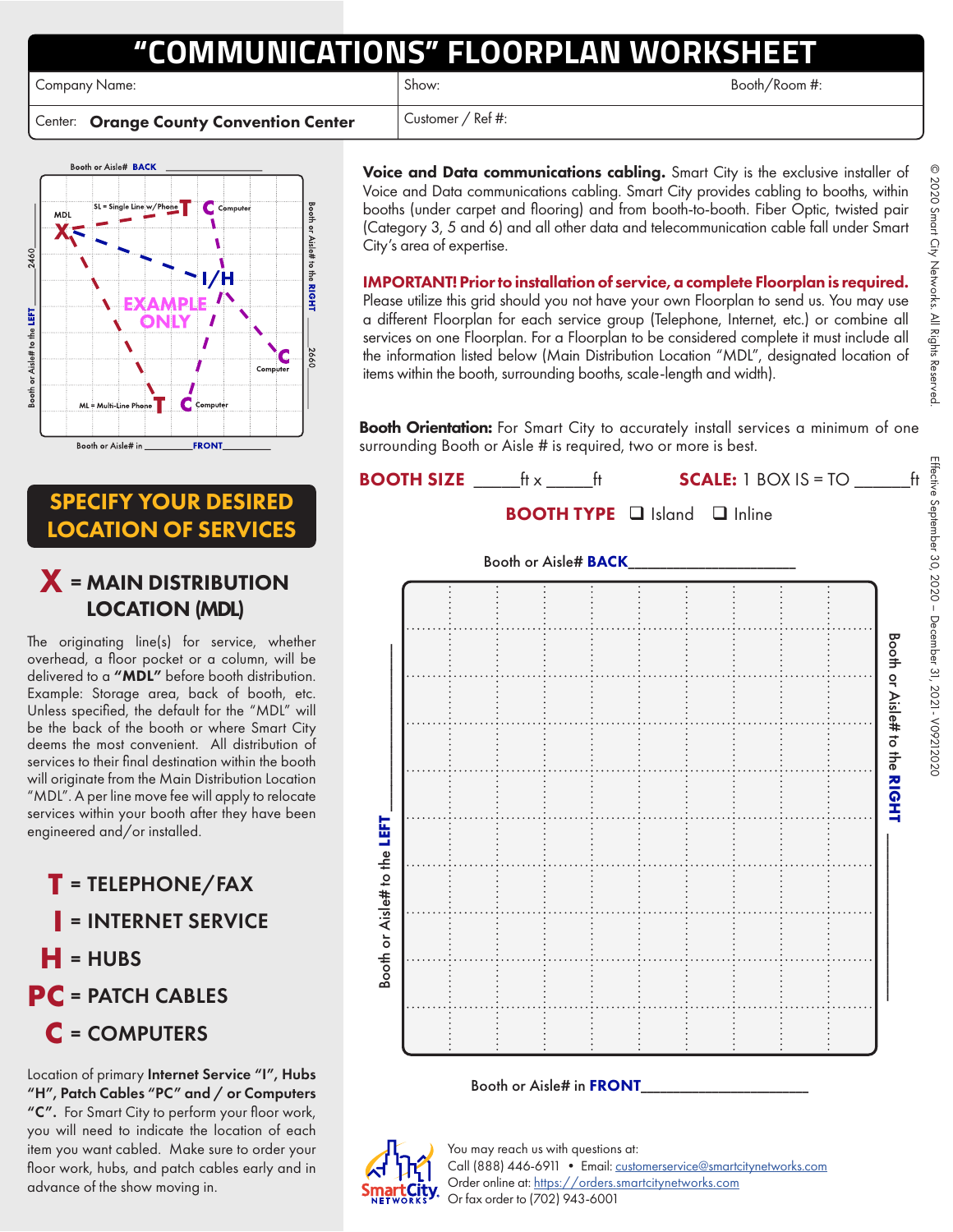# "COMMUNICATIONS" FLOORPLAN WORKSHEET

| | |
|---|---|
| Company Name: | Show: Booth/Room #: |
| Center: **Orange County Convention Center** | Customer / Ref #: |

Booth or Aisle# **BACK** ____________

MDL

SL = Single Line w/Phone **T** **C** Computer

**X**

**I/H**

**EXAMPLE ONLY**

**C** Computer

ML = Multi-Line Phone **T** **C** Computer

Booth or Aisle# to the **LEFT** ______ 2460

Booth or Aisle# to the **RIGHT** ______ 2460

Booth or Aisle# in ________ **FRONT** ________

## SPECIFY YOUR DESIRED LOCATION OF SERVICES

### X = MAIN DISTRIBUTION LOCATION (MDL)

The originating line(s) for service, whether overhead, a floor pocket or a column, will be delivered to a **"MDL"** before booth distribution. Example: Storage area, back of booth, etc. Unless specified, the default for the "MDL" will be the back of the booth or where Smart City deems the most convenient. All distribution of services to their final destination within the booth will originate from the Main Distribution Location "MDL". A per line move fee will apply to relocate services within your booth after they have been engineered and/or installed.

**T** = TELEPHONE/FAX

**I** = INTERNET SERVICE

**H** = HUBS

**PC** = PATCH CABLES

**C** = COMPUTERS

Location of primary **Internet Service "I", Hubs "H", Patch Cables "PC" and / or Computers "C".** For Smart City to perform your floor work, you will need to indicate the location of each item you want cabled. Make sure to order your floor work, hubs, and patch cables early and in advance of the show moving in.

**Voice and Data communications cabling.** Smart City is the exclusive installer of Voice and Data communications cabling. Smart City provides cabling to booths, within booths (under carpet and flooring) and from booth-to-booth. Fiber Optic, twisted pair (Category 3, 5 and 6) and all other data and telecommunication cable fall under Smart City's area of expertise.

**IMPORTANT! Prior to installation of service, a complete Floorplan is required.** Please utilize this grid should you not have your own Floorplan to send us. You may use a different Floorplan for each service group (Telephone, Internet, etc.) or combine all services on one Floorplan. For a Floorplan to be considered complete it must include all the information listed below (Main Distribution Location "MDL", designated location of items within the booth, surrounding booths, scale-length and width).

**Booth Orientation:** For Smart City to accurately install services a minimum of one surrounding Booth or Aisle # is required, two or more is best.

**BOOTH SIZE** _____ft x _____ft **SCALE:** 1 BOX IS = TO ______ft

**BOOTH TYPE** ☐ Island ☐ Inline

Booth or Aisle# **BACK** ____________________

Booth or Aisle# to the **LEFT** ____________

Booth or Aisle# to the **RIGHT** ____________

Booth or Aisle# in **FRONT** ____________________

You may reach us with questions at:
Call (888) 446-6911 • Email: customerservice@smartcitynetworks.com
Order online at: https://orders.smartcitynetworks.com
Or fax order to (702) 943-6001

Smart City NETWORKS

© 2020 Smart City Networks. All Rights Reserved.

Effective September 30, 2020 – December 31, 2021 - V0921020